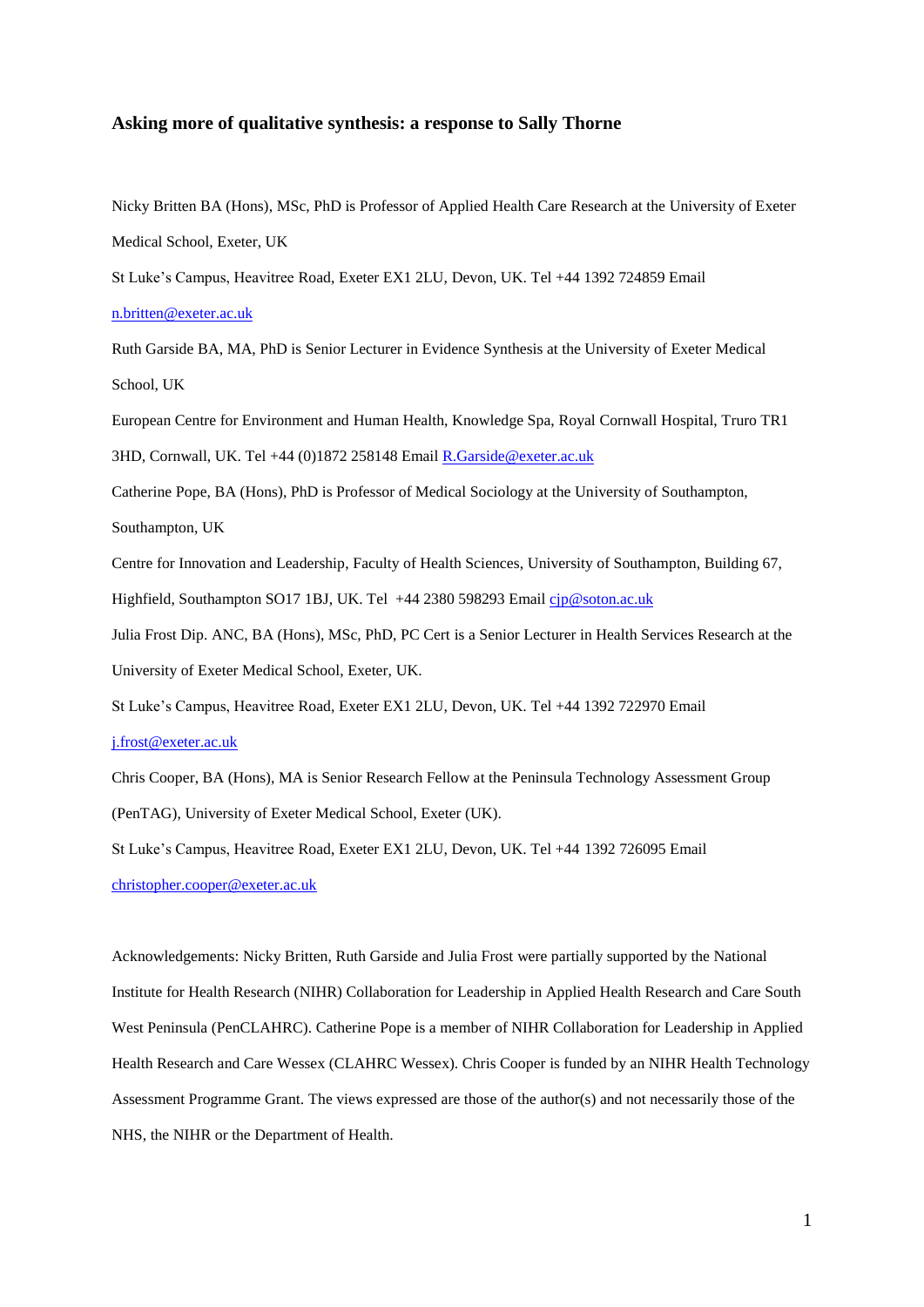# Asking more of qualitative synthesis: a response to Sally Thorne

Nicky Britten BA (Hons), MSc, PhD is Professor of Applied Health Care Research at the University of Exeter Medical School, Exeter, UK

St Luke's Campus, Heavitree Road, Exeter EX1 2LU, Devon, UK. Tel +44 1392 724859 Email n.britten@exeter.ac.uk

Ruth Garside BA, MA, PhD is Senior Lecturer in Evidence Synthesis at the University of Exeter Medical School, UK

European Centre for Environment and Human Health, Knowledge Spa, Royal Cornwall Hospital, Truro TR1 3HD, Cornwall, UK. Tel +44 (0)1872 258148 Email R.Garside@exeter.ac.uk

Catherine Pope, BA (Hons), PhD is Professor of Medical Sociology at the University of Southampton, Southampton, UK

Centre for Innovation and Leadership, Faculty of Health Sciences, University of Southampton, Building 67, Highfield, Southampton SO17 1BJ, UK. Tel +44 2380 598293 Email cjp@soton.ac.uk

Julia Frost Dip. ANC, BA (Hons), MSc, PhD, PC Cert is a Senior Lecturer in Health Services Research at the University of Exeter Medical School, Exeter, UK.

St Luke's Campus, Heavitree Road, Exeter EX1 2LU, Devon, UK. Tel +44 1392 722970 Email j.frost@exeter.ac.uk

Chris Cooper, BA (Hons), MA is Senior Research Fellow at the Peninsula Technology Assessment Group (PenTAG), University of Exeter Medical School, Exeter (UK).

St Luke's Campus, Heavitree Road, Exeter EX1 2LU, Devon, UK. Tel +44 1392 726095 Email christopher.cooper@exeter.ac.uk

Acknowledgements: Nicky Britten, Ruth Garside and Julia Frost were partially supported by the National Institute for Health Research (NIHR) Collaboration for Leadership in Applied Health Research and Care South West Peninsula (PenCLAHRC). Catherine Pope is a member of NIHR Collaboration for Leadership in Applied Health Research and Care Wessex (CLAHRC Wessex). Chris Cooper is funded by an NIHR Health Technology Assessment Programme Grant. The views expressed are those of the author(s) and not necessarily those of the NHS, the NIHR or the Department of Health.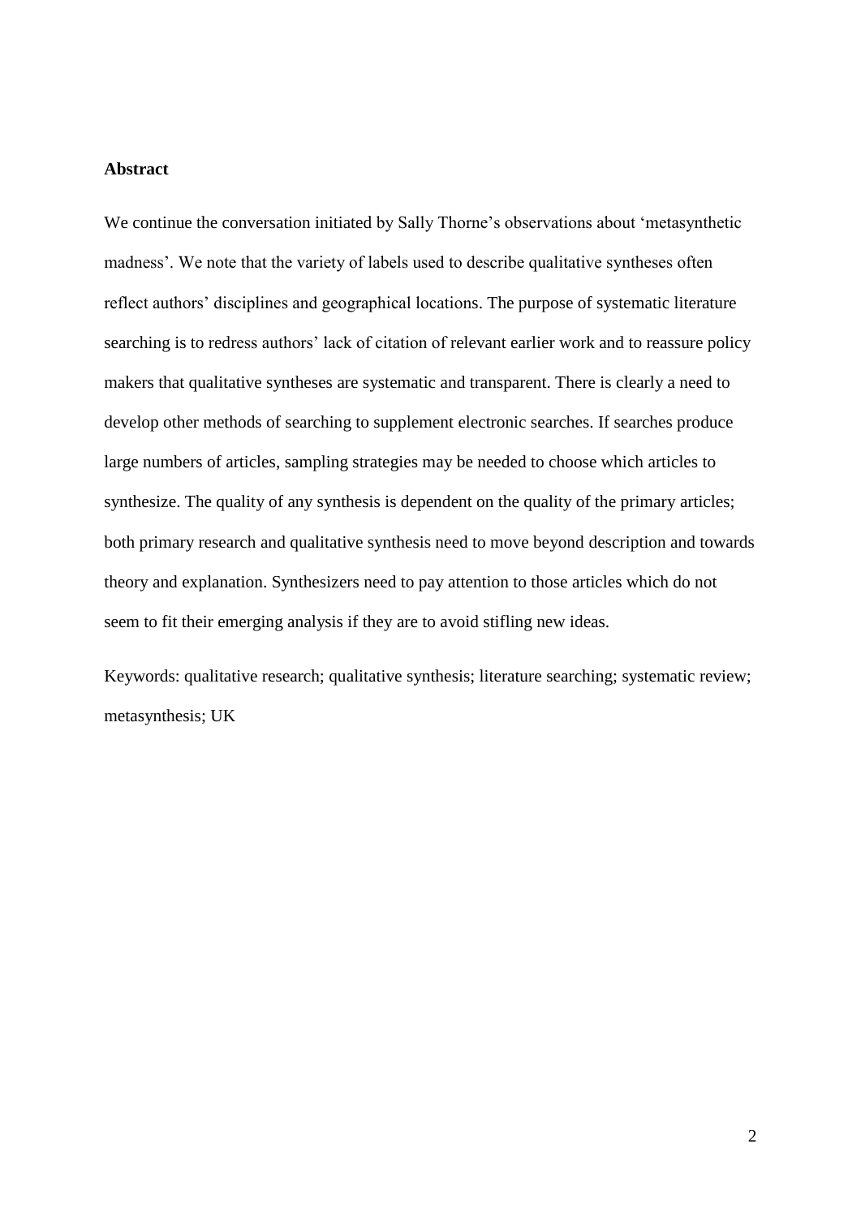## Abstract

We continue the conversation initiated by Sally Thorne's observations about 'metasynthetic madness'. We note that the variety of labels used to describe qualitative syntheses often reflect authors' disciplines and geographical locations. The purpose of systematic literature searching is to redress authors' lack of citation of relevant earlier work and to reassure policy makers that qualitative syntheses are systematic and transparent. There is clearly a need to develop other methods of searching to supplement electronic searches. If searches produce large numbers of articles, sampling strategies may be needed to choose which articles to synthesize. The quality of any synthesis is dependent on the quality of the primary articles; both primary research and qualitative synthesis need to move beyond description and towards theory and explanation. Synthesizers need to pay attention to those articles which do not seem to fit their emerging analysis if they are to avoid stifling new ideas.

Keywords: qualitative research; qualitative synthesis; literature searching; systematic review; metasynthesis; UK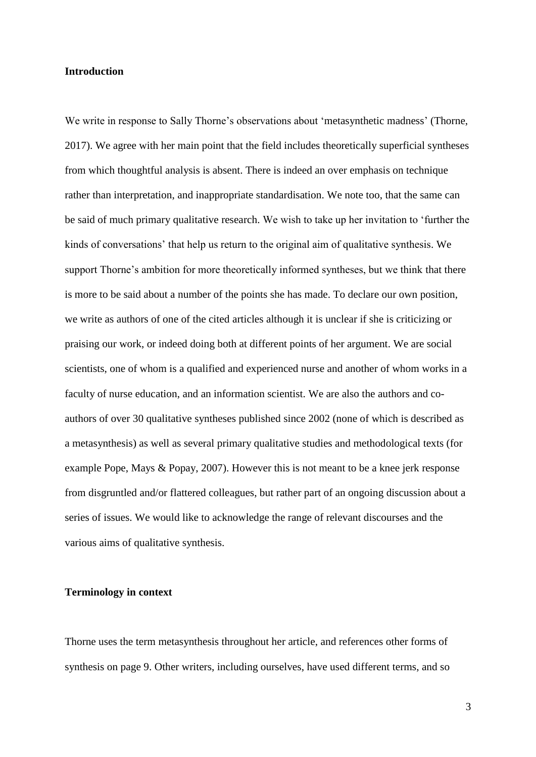## Introduction

We write in response to Sally Thorne's observations about 'metasynthetic madness' (Thorne, 2017). We agree with her main point that the field includes theoretically superficial syntheses from which thoughtful analysis is absent. There is indeed an over emphasis on technique rather than interpretation, and inappropriate standardisation. We note too, that the same can be said of much primary qualitative research. We wish to take up her invitation to 'further the kinds of conversations' that help us return to the original aim of qualitative synthesis. We support Thorne's ambition for more theoretically informed syntheses, but we think that there is more to be said about a number of the points she has made. To declare our own position, we write as authors of one of the cited articles although it is unclear if she is criticizing or praising our work, or indeed doing both at different points of her argument. We are social scientists, one of whom is a qualified and experienced nurse and another of whom works in a faculty of nurse education, and an information scientist. We are also the authors and co-authors of over 30 qualitative syntheses published since 2002 (none of which is described as a metasynthesis) as well as several primary qualitative studies and methodological texts (for example Pope, Mays & Popay, 2007). However this is not meant to be a knee jerk response from disgruntled and/or flattered colleagues, but rather part of an ongoing discussion about a series of issues. We would like to acknowledge the range of relevant discourses and the various aims of qualitative synthesis.

## Terminology in context

Thorne uses the term metasynthesis throughout her article, and references other forms of synthesis on page 9. Other writers, including ourselves, have used different terms, and so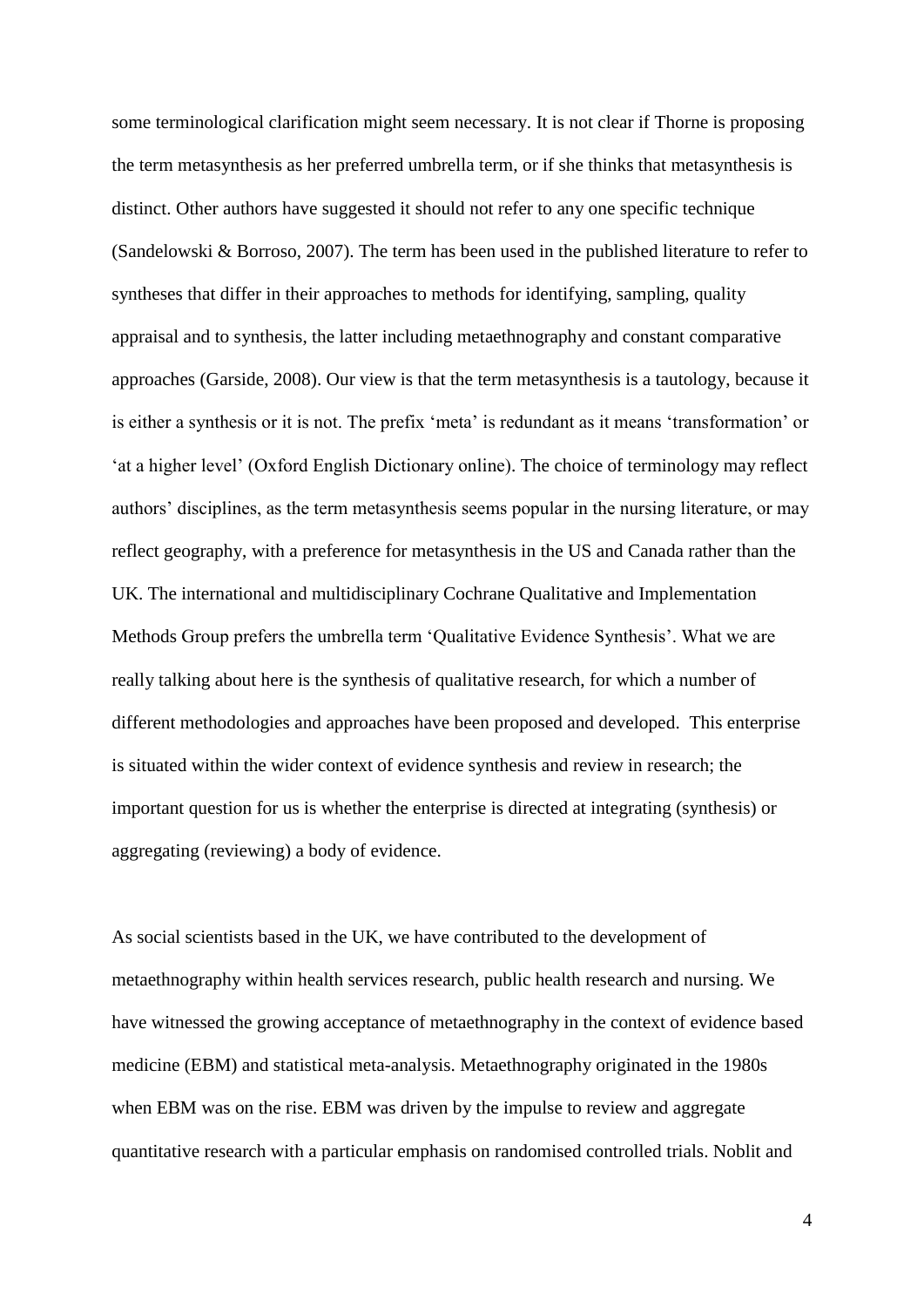some terminological clarification might seem necessary. It is not clear if Thorne is proposing the term metasynthesis as her preferred umbrella term, or if she thinks that metasynthesis is distinct. Other authors have suggested it should not refer to any one specific technique (Sandelowski & Borroso, 2007). The term has been used in the published literature to refer to syntheses that differ in their approaches to methods for identifying, sampling, quality appraisal and to synthesis, the latter including metaethnography and constant comparative approaches (Garside, 2008). Our view is that the term metasynthesis is a tautology, because it is either a synthesis or it is not. The prefix 'meta' is redundant as it means 'transformation' or 'at a higher level' (Oxford English Dictionary online). The choice of terminology may reflect authors' disciplines, as the term metasynthesis seems popular in the nursing literature, or may reflect geography, with a preference for metasynthesis in the US and Canada rather than the UK. The international and multidisciplinary Cochrane Qualitative and Implementation Methods Group prefers the umbrella term 'Qualitative Evidence Synthesis'. What we are really talking about here is the synthesis of qualitative research, for which a number of different methodologies and approaches have been proposed and developed. This enterprise is situated within the wider context of evidence synthesis and review in research; the important question for us is whether the enterprise is directed at integrating (synthesis) or aggregating (reviewing) a body of evidence.

As social scientists based in the UK, we have contributed to the development of metaethnography within health services research, public health research and nursing. We have witnessed the growing acceptance of metaethnography in the context of evidence based medicine (EBM) and statistical meta-analysis. Metaethnography originated in the 1980s when EBM was on the rise. EBM was driven by the impulse to review and aggregate quantitative research with a particular emphasis on randomised controlled trials. Noblit and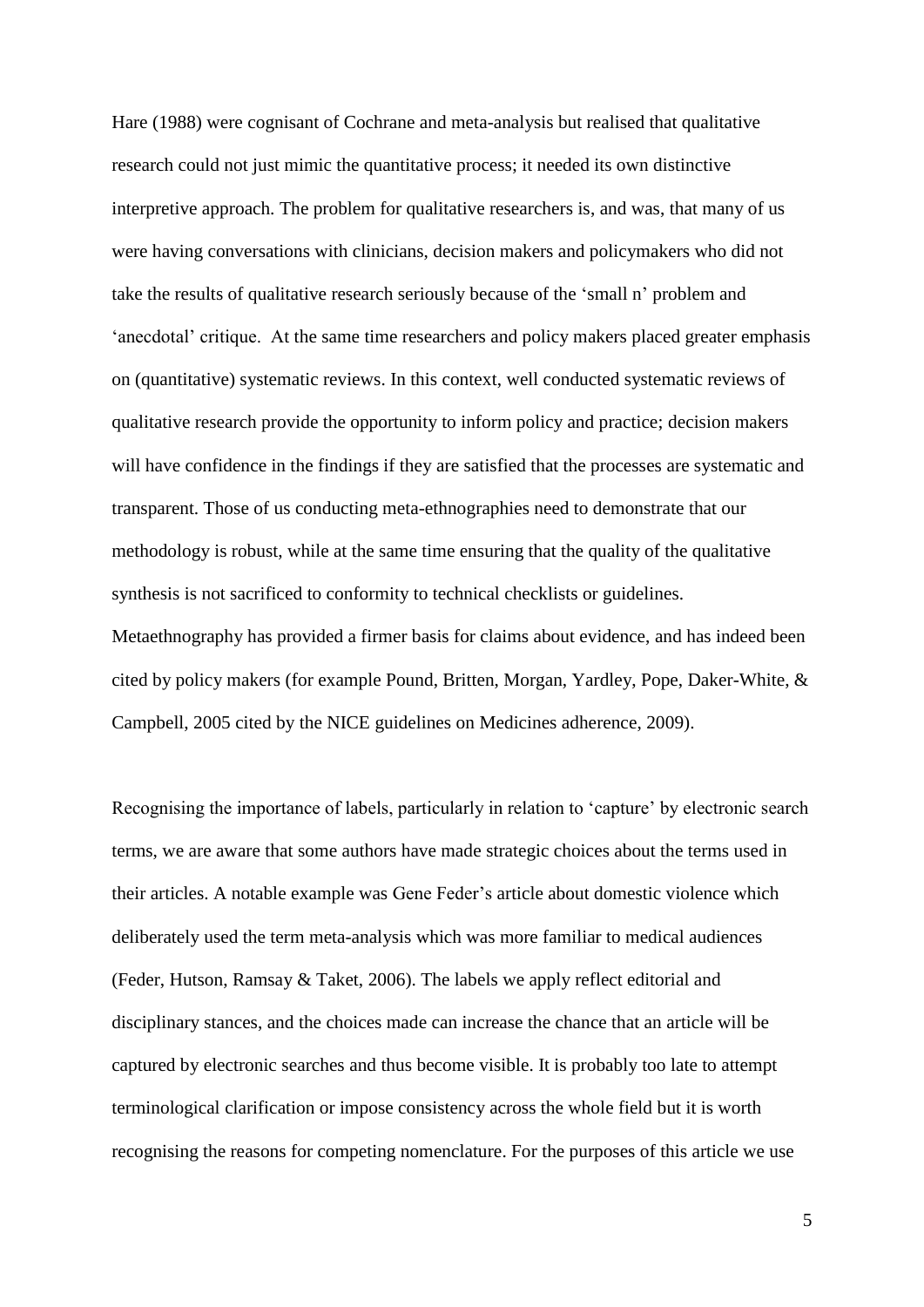Hare (1988) were cognisant of Cochrane and meta-analysis but realised that qualitative research could not just mimic the quantitative process; it needed its own distinctive interpretive approach. The problem for qualitative researchers is, and was, that many of us were having conversations with clinicians, decision makers and policymakers who did not take the results of qualitative research seriously because of the 'small n' problem and 'anecdotal' critique. At the same time researchers and policy makers placed greater emphasis on (quantitative) systematic reviews. In this context, well conducted systematic reviews of qualitative research provide the opportunity to inform policy and practice; decision makers will have confidence in the findings if they are satisfied that the processes are systematic and transparent. Those of us conducting meta-ethnographies need to demonstrate that our methodology is robust, while at the same time ensuring that the quality of the qualitative synthesis is not sacrificed to conformity to technical checklists or guidelines. Metaethnography has provided a firmer basis for claims about evidence, and has indeed been cited by policy makers (for example Pound, Britten, Morgan, Yardley, Pope, Daker-White, & Campbell, 2005 cited by the NICE guidelines on Medicines adherence, 2009).

Recognising the importance of labels, particularly in relation to 'capture' by electronic search terms, we are aware that some authors have made strategic choices about the terms used in their articles. A notable example was Gene Feder's article about domestic violence which deliberately used the term meta-analysis which was more familiar to medical audiences (Feder, Hutson, Ramsay & Taket, 2006). The labels we apply reflect editorial and disciplinary stances, and the choices made can increase the chance that an article will be captured by electronic searches and thus become visible. It is probably too late to attempt terminological clarification or impose consistency across the whole field but it is worth recognising the reasons for competing nomenclature. For the purposes of this article we use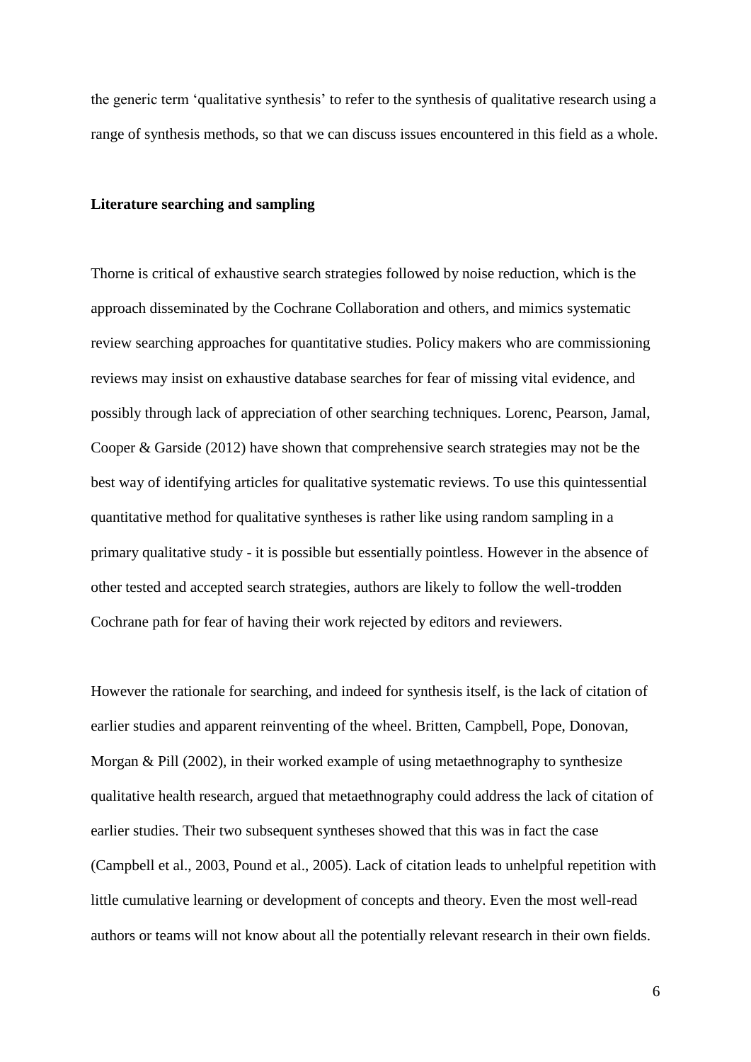the generic term 'qualitative synthesis' to refer to the synthesis of qualitative research using a range of synthesis methods, so that we can discuss issues encountered in this field as a whole.

**Literature searching and sampling**

Thorne is critical of exhaustive search strategies followed by noise reduction, which is the approach disseminated by the Cochrane Collaboration and others, and mimics systematic review searching approaches for quantitative studies. Policy makers who are commissioning reviews may insist on exhaustive database searches for fear of missing vital evidence, and possibly through lack of appreciation of other searching techniques. Lorenc, Pearson, Jamal, Cooper & Garside (2012) have shown that comprehensive search strategies may not be the best way of identifying articles for qualitative systematic reviews. To use this quintessential quantitative method for qualitative syntheses is rather like using random sampling in a primary qualitative study - it is possible but essentially pointless. However in the absence of other tested and accepted search strategies, authors are likely to follow the well-trodden Cochrane path for fear of having their work rejected by editors and reviewers.

However the rationale for searching, and indeed for synthesis itself, is the lack of citation of earlier studies and apparent reinventing of the wheel. Britten, Campbell, Pope, Donovan, Morgan & Pill (2002), in their worked example of using metaethnography to synthesize qualitative health research, argued that metaethnography could address the lack of citation of earlier studies. Their two subsequent syntheses showed that this was in fact the case (Campbell et al., 2003, Pound et al., 2005). Lack of citation leads to unhelpful repetition with little cumulative learning or development of concepts and theory. Even the most well-read authors or teams will not know about all the potentially relevant research in their own fields.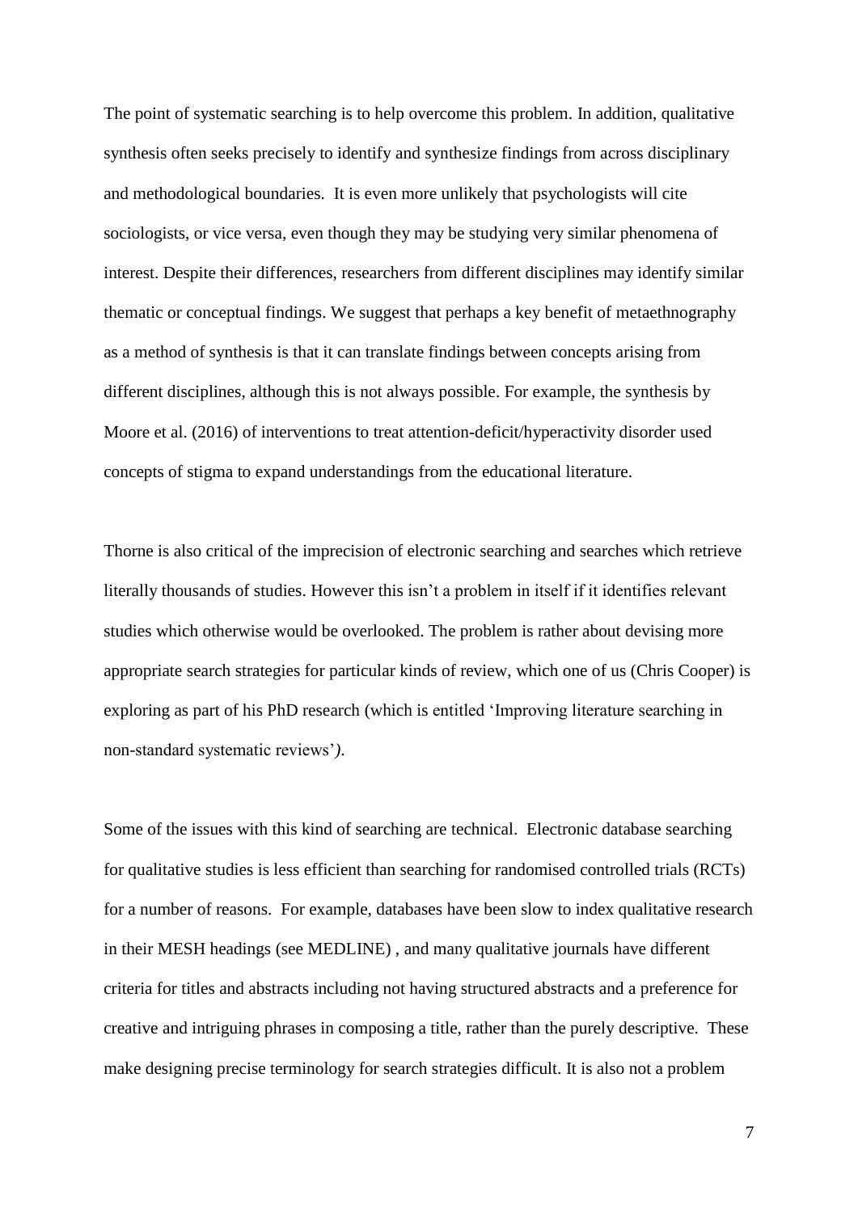The point of systematic searching is to help overcome this problem. In addition, qualitative synthesis often seeks precisely to identify and synthesize findings from across disciplinary and methodological boundaries. It is even more unlikely that psychologists will cite sociologists, or vice versa, even though they may be studying very similar phenomena of interest. Despite their differences, researchers from different disciplines may identify similar thematic or conceptual findings. We suggest that perhaps a key benefit of metaethnography as a method of synthesis is that it can translate findings between concepts arising from different disciplines, although this is not always possible. For example, the synthesis by Moore et al. (2016) of interventions to treat attention-deficit/hyperactivity disorder used concepts of stigma to expand understandings from the educational literature.

Thorne is also critical of the imprecision of electronic searching and searches which retrieve literally thousands of studies. However this isn't a problem in itself if it identifies relevant studies which otherwise would be overlooked. The problem is rather about devising more appropriate search strategies for particular kinds of review, which one of us (Chris Cooper) is exploring as part of his PhD research (which is entitled 'Improving literature searching in non-standard systematic reviews'*).*

Some of the issues with this kind of searching are technical. Electronic database searching for qualitative studies is less efficient than searching for randomised controlled trials (RCTs) for a number of reasons. For example, databases have been slow to index qualitative research in their MESH headings (see MEDLINE) , and many qualitative journals have different criteria for titles and abstracts including not having structured abstracts and a preference for creative and intriguing phrases in composing a title, rather than the purely descriptive. These make designing precise terminology for search strategies difficult. It is also not a problem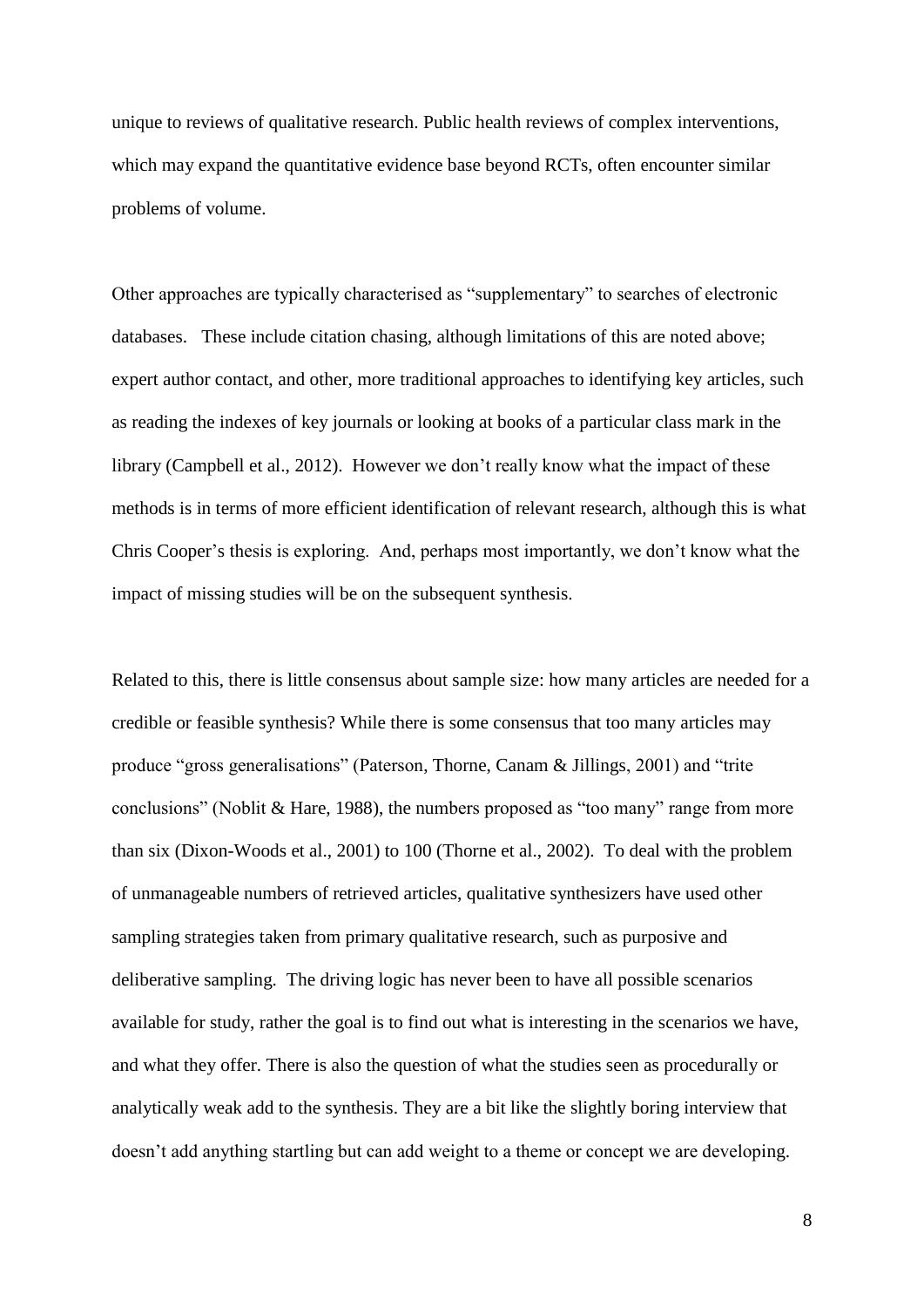unique to reviews of qualitative research. Public health reviews of complex interventions, which may expand the quantitative evidence base beyond RCTs, often encounter similar problems of volume.

Other approaches are typically characterised as "supplementary" to searches of electronic databases. These include citation chasing, although limitations of this are noted above; expert author contact, and other, more traditional approaches to identifying key articles, such as reading the indexes of key journals or looking at books of a particular class mark in the library (Campbell et al., 2012). However we don't really know what the impact of these methods is in terms of more efficient identification of relevant research, although this is what Chris Cooper's thesis is exploring. And, perhaps most importantly, we don't know what the impact of missing studies will be on the subsequent synthesis.

Related to this, there is little consensus about sample size: how many articles are needed for a credible or feasible synthesis? While there is some consensus that too many articles may produce "gross generalisations" (Paterson, Thorne, Canam & Jillings, 2001) and "trite conclusions" (Noblit & Hare, 1988), the numbers proposed as "too many" range from more than six (Dixon-Woods et al., 2001) to 100 (Thorne et al., 2002). To deal with the problem of unmanageable numbers of retrieved articles, qualitative synthesizers have used other sampling strategies taken from primary qualitative research, such as purposive and deliberative sampling. The driving logic has never been to have all possible scenarios available for study, rather the goal is to find out what is interesting in the scenarios we have, and what they offer. There is also the question of what the studies seen as procedurally or analytically weak add to the synthesis. They are a bit like the slightly boring interview that doesn't add anything startling but can add weight to a theme or concept we are developing.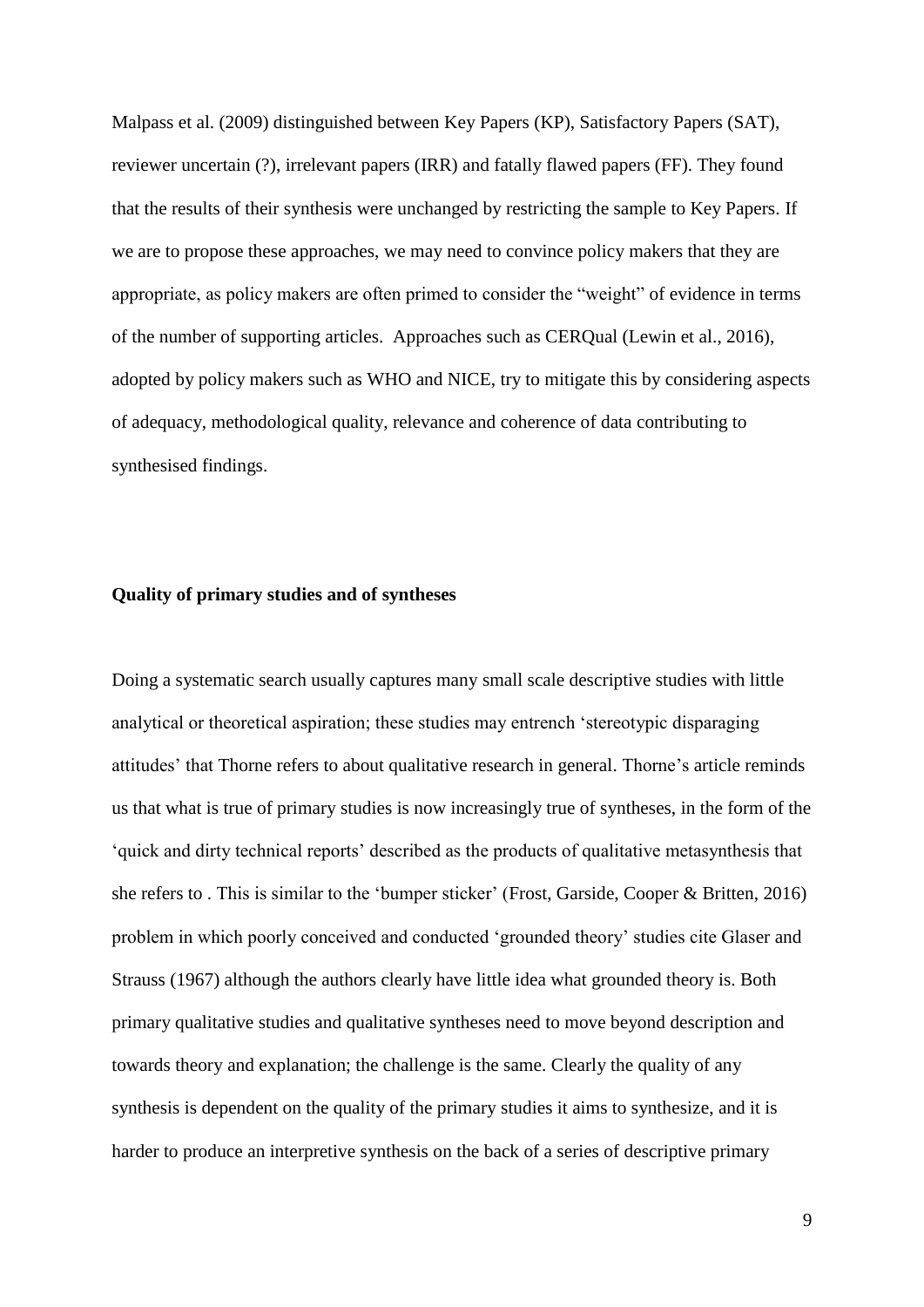Malpass et al. (2009) distinguished between Key Papers (KP), Satisfactory Papers (SAT), reviewer uncertain (?), irrelevant papers (IRR) and fatally flawed papers (FF). They found that the results of their synthesis were unchanged by restricting the sample to Key Papers. If we are to propose these approaches, we may need to convince policy makers that they are appropriate, as policy makers are often primed to consider the "weight" of evidence in terms of the number of supporting articles. Approaches such as CERQual (Lewin et al., 2016), adopted by policy makers such as WHO and NICE, try to mitigate this by considering aspects of adequacy, methodological quality, relevance and coherence of data contributing to synthesised findings.

**Quality of primary studies and of syntheses**

Doing a systematic search usually captures many small scale descriptive studies with little analytical or theoretical aspiration; these studies may entrench 'stereotypic disparaging attitudes' that Thorne refers to about qualitative research in general. Thorne's article reminds us that what is true of primary studies is now increasingly true of syntheses, in the form of the 'quick and dirty technical reports' described as the products of qualitative metasynthesis that she refers to . This is similar to the 'bumper sticker' (Frost, Garside, Cooper & Britten, 2016) problem in which poorly conceived and conducted 'grounded theory' studies cite Glaser and Strauss (1967) although the authors clearly have little idea what grounded theory is. Both primary qualitative studies and qualitative syntheses need to move beyond description and towards theory and explanation; the challenge is the same. Clearly the quality of any synthesis is dependent on the quality of the primary studies it aims to synthesize, and it is harder to produce an interpretive synthesis on the back of a series of descriptive primary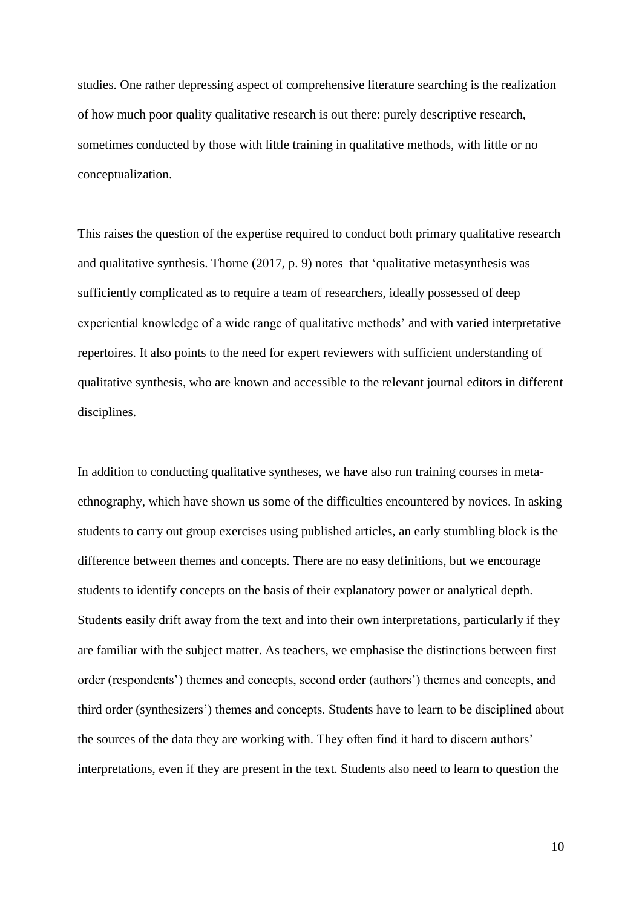studies. One rather depressing aspect of comprehensive literature searching is the realization of how much poor quality qualitative research is out there: purely descriptive research, sometimes conducted by those with little training in qualitative methods, with little or no conceptualization.

This raises the question of the expertise required to conduct both primary qualitative research and qualitative synthesis. Thorne (2017, p. 9) notes that 'qualitative metasynthesis was sufficiently complicated as to require a team of researchers, ideally possessed of deep experiential knowledge of a wide range of qualitative methods' and with varied interpretative repertoires. It also points to the need for expert reviewers with sufficient understanding of qualitative synthesis, who are known and accessible to the relevant journal editors in different disciplines.

In addition to conducting qualitative syntheses, we have also run training courses in meta-ethnography, which have shown us some of the difficulties encountered by novices. In asking students to carry out group exercises using published articles, an early stumbling block is the difference between themes and concepts. There are no easy definitions, but we encourage students to identify concepts on the basis of their explanatory power or analytical depth. Students easily drift away from the text and into their own interpretations, particularly if they are familiar with the subject matter. As teachers, we emphasise the distinctions between first order (respondents') themes and concepts, second order (authors') themes and concepts, and third order (synthesizers') themes and concepts. Students have to learn to be disciplined about the sources of the data they are working with. They often find it hard to discern authors' interpretations, even if they are present in the text. Students also need to learn to question the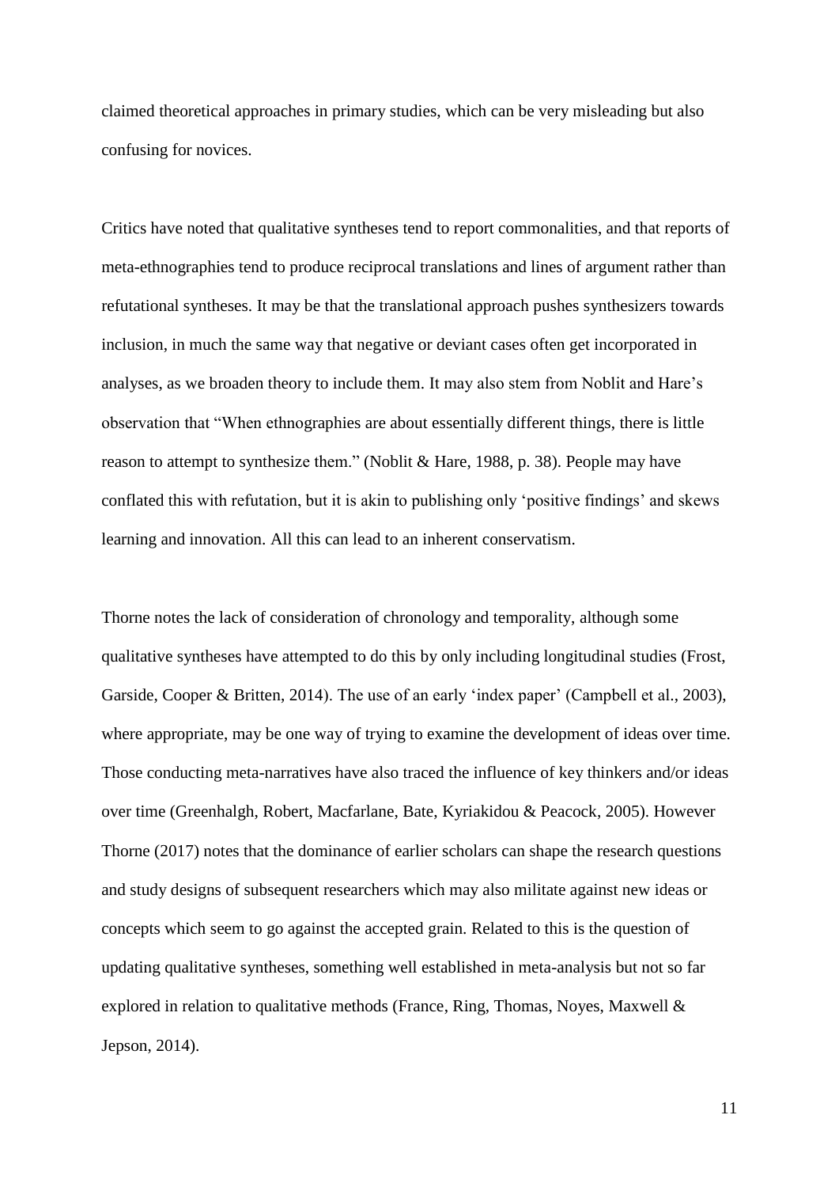claimed theoretical approaches in primary studies, which can be very misleading but also confusing for novices.

Critics have noted that qualitative syntheses tend to report commonalities, and that reports of meta-ethnographies tend to produce reciprocal translations and lines of argument rather than refutational syntheses. It may be that the translational approach pushes synthesizers towards inclusion, in much the same way that negative or deviant cases often get incorporated in analyses, as we broaden theory to include them. It may also stem from Noblit and Hare's observation that "When ethnographies are about essentially different things, there is little reason to attempt to synthesize them." (Noblit & Hare, 1988, p. 38). People may have conflated this with refutation, but it is akin to publishing only 'positive findings' and skews learning and innovation. All this can lead to an inherent conservatism.

Thorne notes the lack of consideration of chronology and temporality, although some qualitative syntheses have attempted to do this by only including longitudinal studies (Frost, Garside, Cooper & Britten, 2014). The use of an early 'index paper' (Campbell et al., 2003), where appropriate, may be one way of trying to examine the development of ideas over time. Those conducting meta-narratives have also traced the influence of key thinkers and/or ideas over time (Greenhalgh, Robert, Macfarlane, Bate, Kyriakidou & Peacock, 2005). However Thorne (2017) notes that the dominance of earlier scholars can shape the research questions and study designs of subsequent researchers which may also militate against new ideas or concepts which seem to go against the accepted grain. Related to this is the question of updating qualitative syntheses, something well established in meta-analysis but not so far explored in relation to qualitative methods (France, Ring, Thomas, Noyes, Maxwell & Jepson, 2014).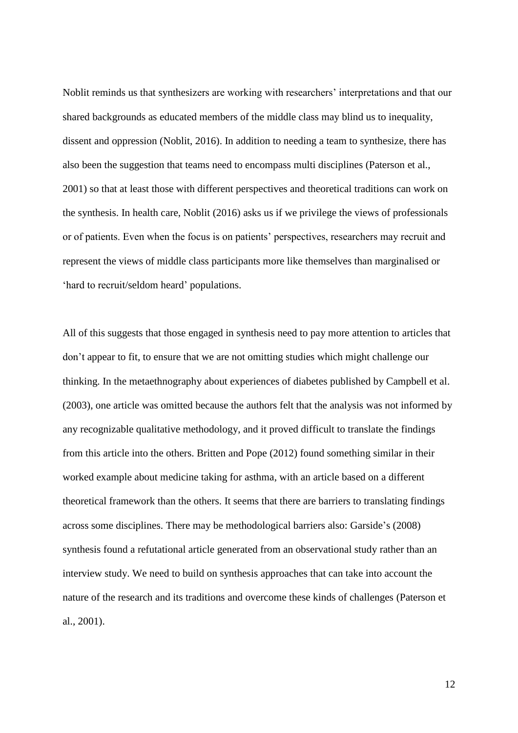Noblit reminds us that synthesizers are working with researchers' interpretations and that our shared backgrounds as educated members of the middle class may blind us to inequality, dissent and oppression (Noblit, 2016). In addition to needing a team to synthesize, there has also been the suggestion that teams need to encompass multi disciplines (Paterson et al., 2001) so that at least those with different perspectives and theoretical traditions can work on the synthesis. In health care, Noblit (2016) asks us if we privilege the views of professionals or of patients. Even when the focus is on patients' perspectives, researchers may recruit and represent the views of middle class participants more like themselves than marginalised or 'hard to recruit/seldom heard' populations.

All of this suggests that those engaged in synthesis need to pay more attention to articles that don't appear to fit, to ensure that we are not omitting studies which might challenge our thinking. In the metaethnography about experiences of diabetes published by Campbell et al. (2003), one article was omitted because the authors felt that the analysis was not informed by any recognizable qualitative methodology, and it proved difficult to translate the findings from this article into the others. Britten and Pope (2012) found something similar in their worked example about medicine taking for asthma, with an article based on a different theoretical framework than the others. It seems that there are barriers to translating findings across some disciplines. There may be methodological barriers also: Garside's (2008) synthesis found a refutational article generated from an observational study rather than an interview study. We need to build on synthesis approaches that can take into account the nature of the research and its traditions and overcome these kinds of challenges (Paterson et al., 2001).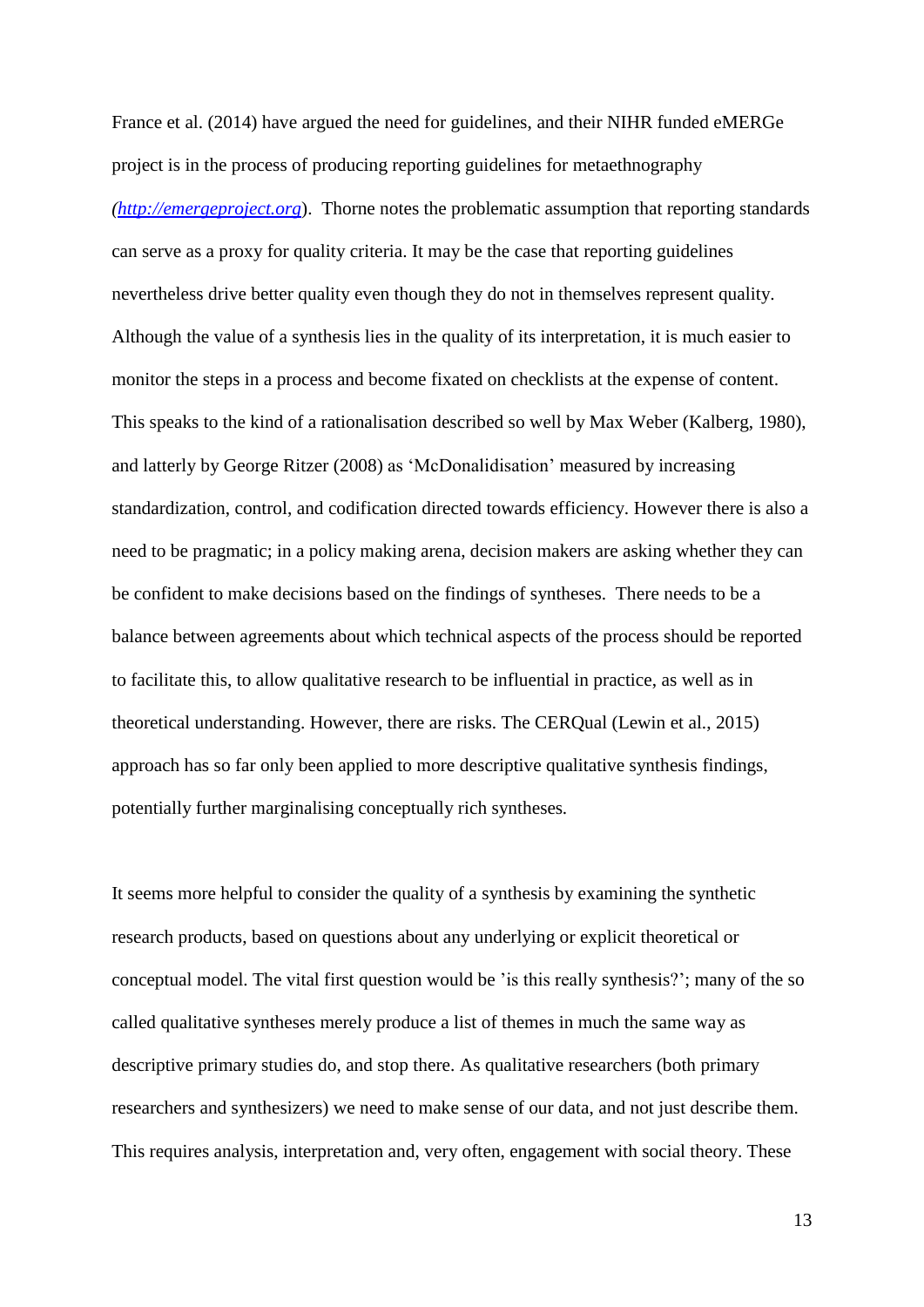France et al. (2014) have argued the need for guidelines, and their NIHR funded eMERGe project is in the process of producing reporting guidelines for metaethnography (*http://emergeproject.org*). Thorne notes the problematic assumption that reporting standards can serve as a proxy for quality criteria. It may be the case that reporting guidelines nevertheless drive better quality even though they do not in themselves represent quality. Although the value of a synthesis lies in the quality of its interpretation, it is much easier to monitor the steps in a process and become fixated on checklists at the expense of content. This speaks to the kind of a rationalisation described so well by Max Weber (Kalberg, 1980), and latterly by George Ritzer (2008) as 'McDonalidisation' measured by increasing standardization, control, and codification directed towards efficiency. However there is also a need to be pragmatic; in a policy making arena, decision makers are asking whether they can be confident to make decisions based on the findings of syntheses. There needs to be a balance between agreements about which technical aspects of the process should be reported to facilitate this, to allow qualitative research to be influential in practice, as well as in theoretical understanding. However, there are risks. The CERQual (Lewin et al., 2015) approach has so far only been applied to more descriptive qualitative synthesis findings, potentially further marginalising conceptually rich syntheses.

It seems more helpful to consider the quality of a synthesis by examining the synthetic research products, based on questions about any underlying or explicit theoretical or conceptual model. The vital first question would be 'is this really synthesis?'; many of the so called qualitative syntheses merely produce a list of themes in much the same way as descriptive primary studies do, and stop there. As qualitative researchers (both primary researchers and synthesizers) we need to make sense of our data, and not just describe them. This requires analysis, interpretation and, very often, engagement with social theory. These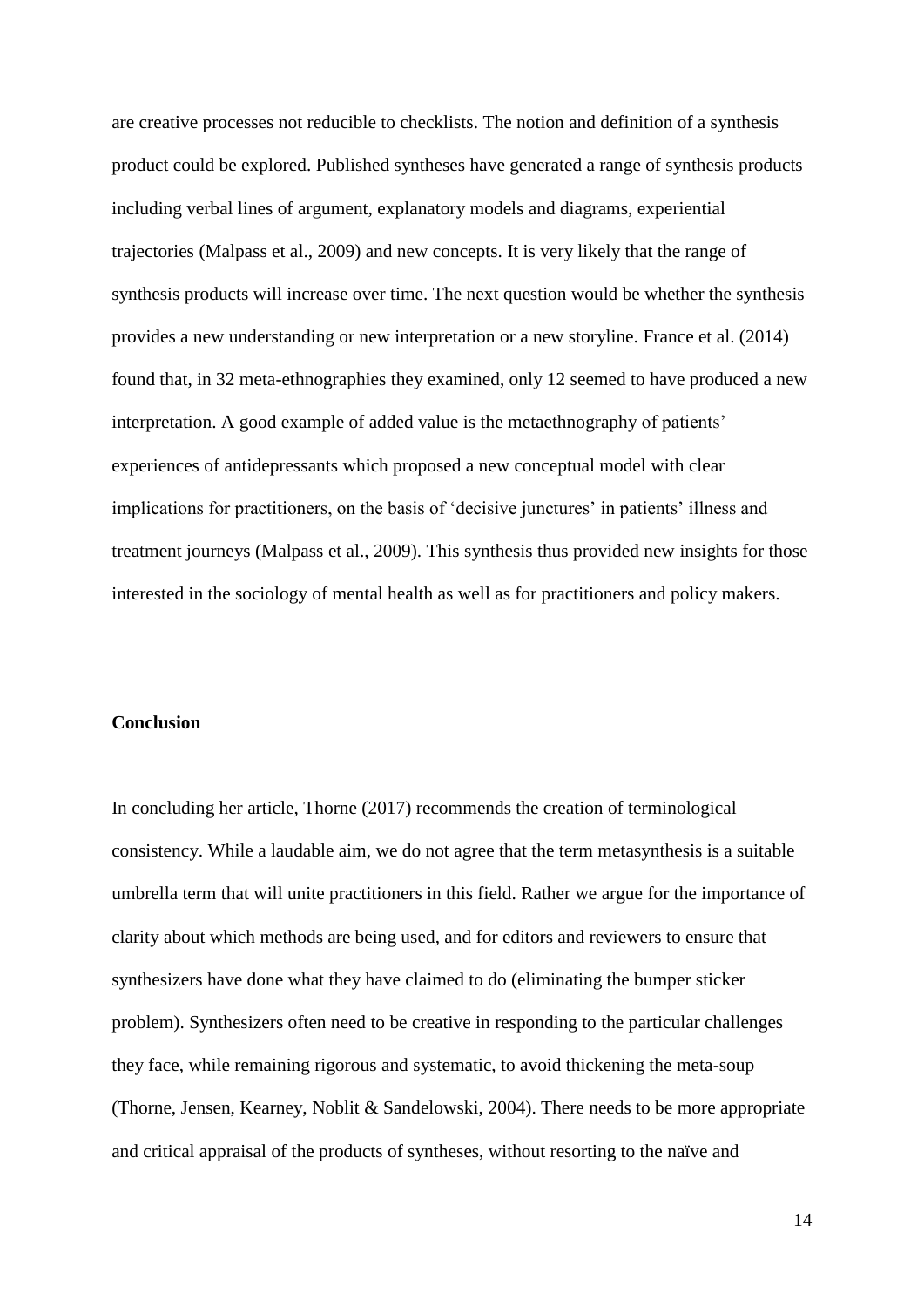are creative processes not reducible to checklists. The notion and definition of a synthesis product could be explored. Published syntheses have generated a range of synthesis products including verbal lines of argument, explanatory models and diagrams, experiential trajectories (Malpass et al., 2009) and new concepts. It is very likely that the range of synthesis products will increase over time. The next question would be whether the synthesis provides a new understanding or new interpretation or a new storyline. France et al. (2014) found that, in 32 meta-ethnographies they examined, only 12 seemed to have produced a new interpretation. A good example of added value is the metaethnography of patients' experiences of antidepressants which proposed a new conceptual model with clear implications for practitioners, on the basis of 'decisive junctures' in patients' illness and treatment journeys (Malpass et al., 2009). This synthesis thus provided new insights for those interested in the sociology of mental health as well as for practitioners and policy makers.

## Conclusion

In concluding her article, Thorne (2017) recommends the creation of terminological consistency. While a laudable aim, we do not agree that the term metasynthesis is a suitable umbrella term that will unite practitioners in this field. Rather we argue for the importance of clarity about which methods are being used, and for editors and reviewers to ensure that synthesizers have done what they have claimed to do (eliminating the bumper sticker problem). Synthesizers often need to be creative in responding to the particular challenges they face, while remaining rigorous and systematic, to avoid thickening the meta-soup (Thorne, Jensen, Kearney, Noblit & Sandelowski, 2004). There needs to be more appropriate and critical appraisal of the products of syntheses, without resorting to the naïve and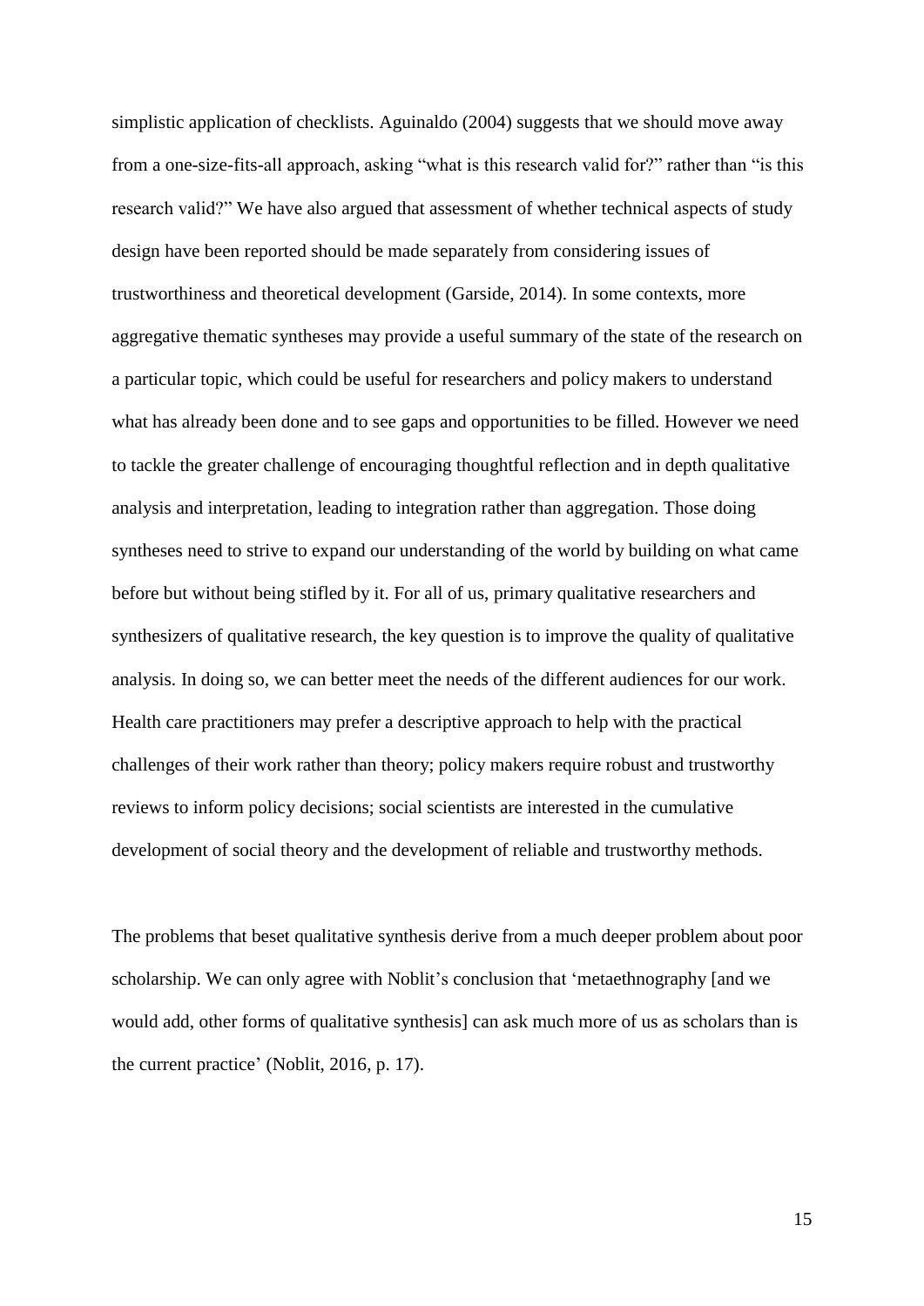simplistic application of checklists. Aguinaldo (2004) suggests that we should move away from a one-size-fits-all approach, asking "what is this research valid for?" rather than "is this research valid?" We have also argued that assessment of whether technical aspects of study design have been reported should be made separately from considering issues of trustworthiness and theoretical development (Garside, 2014). In some contexts, more aggregative thematic syntheses may provide a useful summary of the state of the research on a particular topic, which could be useful for researchers and policy makers to understand what has already been done and to see gaps and opportunities to be filled. However we need to tackle the greater challenge of encouraging thoughtful reflection and in depth qualitative analysis and interpretation, leading to integration rather than aggregation. Those doing syntheses need to strive to expand our understanding of the world by building on what came before but without being stifled by it. For all of us, primary qualitative researchers and synthesizers of qualitative research, the key question is to improve the quality of qualitative analysis. In doing so, we can better meet the needs of the different audiences for our work. Health care practitioners may prefer a descriptive approach to help with the practical challenges of their work rather than theory; policy makers require robust and trustworthy reviews to inform policy decisions; social scientists are interested in the cumulative development of social theory and the development of reliable and trustworthy methods.

The problems that beset qualitative synthesis derive from a much deeper problem about poor scholarship. We can only agree with Noblit's conclusion that 'metaethnography [and we would add, other forms of qualitative synthesis] can ask much more of us as scholars than is the current practice' (Noblit, 2016, p. 17).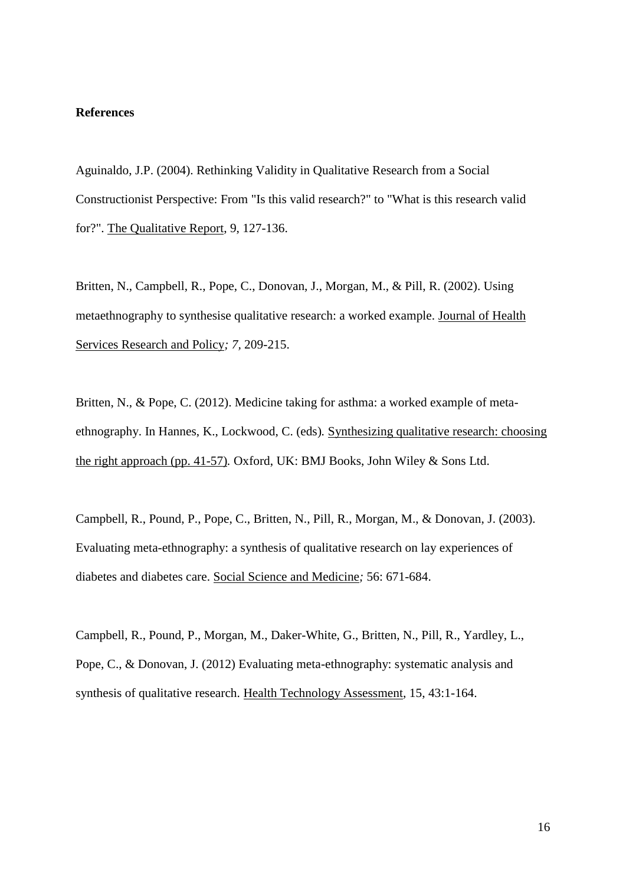**References**

Aguinaldo, J.P. (2004). Rethinking Validity in Qualitative Research from a Social Constructionist Perspective: From "Is this valid research?" to "What is this research valid for?". The Qualitative Report, 9, 127-136.

Britten, N., Campbell, R., Pope, C., Donovan, J., Morgan, M., & Pill, R. (2002). Using metaethnography to synthesise qualitative research: a worked example. Journal of Health Services Research and Policy*; 7*, 209-215.

Britten, N., & Pope, C. (2012). Medicine taking for asthma: a worked example of meta-ethnography. In Hannes, K., Lockwood, C. (eds)*.* Synthesizing qualitative research: choosing the right approach (pp. 41-57)*.* Oxford, UK: BMJ Books, John Wiley & Sons Ltd.

Campbell, R., Pound, P., Pope, C., Britten, N., Pill, R., Morgan, M., & Donovan, J. (2003). Evaluating meta-ethnography: a synthesis of qualitative research on lay experiences of diabetes and diabetes care. Social Science and Medicine*;* 56: 671-684.

Campbell, R., Pound, P., Morgan, M., Daker-White, G., Britten, N., Pill, R., Yardley, L., Pope, C., & Donovan, J. (2012) Evaluating meta-ethnography: systematic analysis and synthesis of qualitative research. Health Technology Assessment, 15, 43:1-164.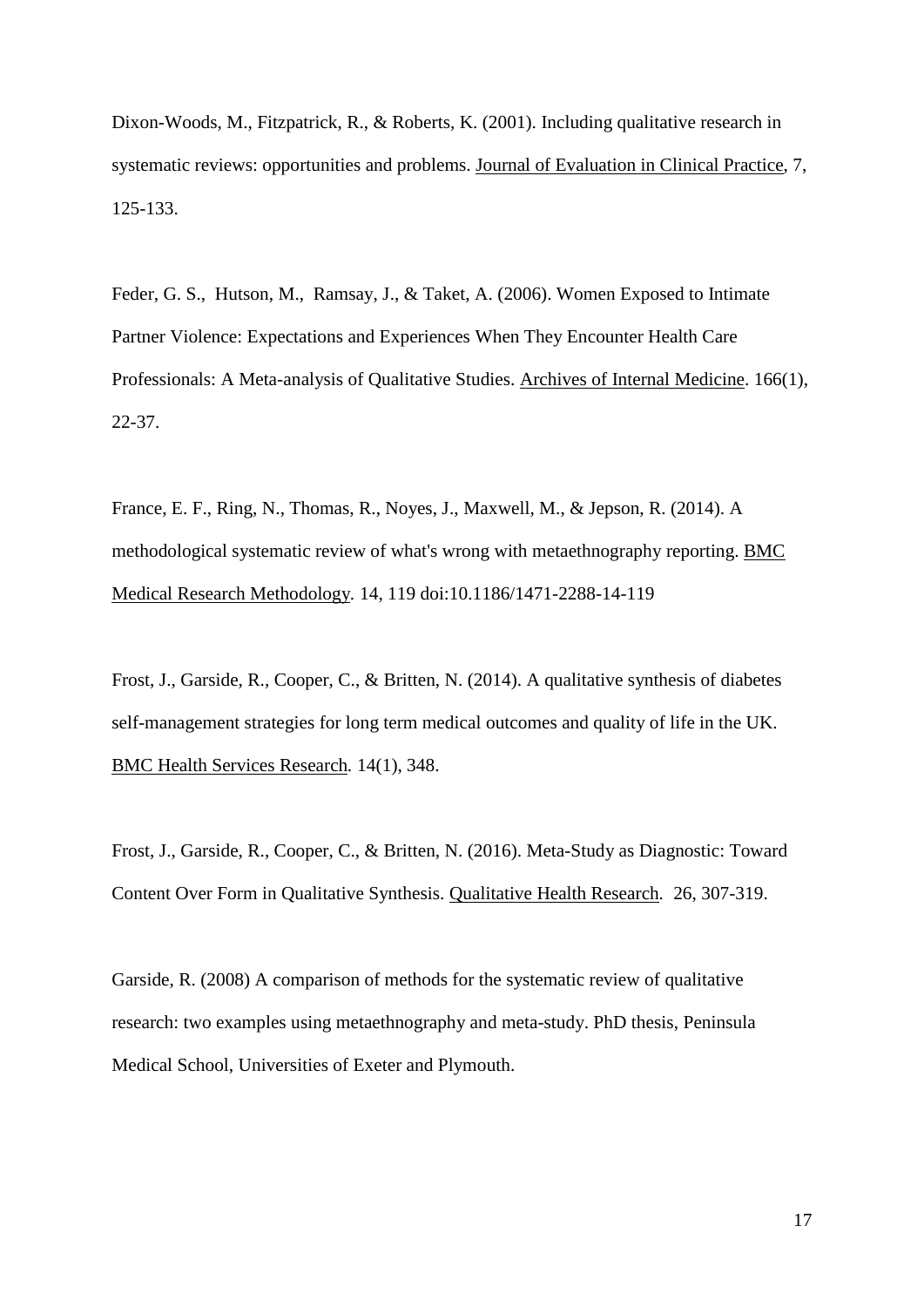Dixon-Woods, M., Fitzpatrick, R., & Roberts, K. (2001). Including qualitative research in systematic reviews: opportunities and problems. Journal of Evaluation in Clinical Practice, 7, 125-133.

Feder, G. S., Hutson, M., Ramsay, J., & Taket, A. (2006). Women Exposed to Intimate Partner Violence: Expectations and Experiences When They Encounter Health Care Professionals: A Meta-analysis of Qualitative Studies. Archives of Internal Medicine. 166(1), 22-37.

France, E. F., Ring, N., Thomas, R., Noyes, J., Maxwell, M., & Jepson, R. (2014). A methodological systematic review of what's wrong with metaethnography reporting. BMC Medical Research Methodology. 14, 119 doi:10.1186/1471-2288-14-119

Frost, J., Garside, R., Cooper, C., & Britten, N. (2014). A qualitative synthesis of diabetes self-management strategies for long term medical outcomes and quality of life in the UK. BMC Health Services Research. 14(1), 348.

Frost, J., Garside, R., Cooper, C., & Britten, N. (2016). Meta-Study as Diagnostic: Toward Content Over Form in Qualitative Synthesis. Qualitative Health Research. 26, 307-319.

Garside, R. (2008) A comparison of methods for the systematic review of qualitative research: two examples using metaethnography and meta-study. PhD thesis, Peninsula Medical School, Universities of Exeter and Plymouth.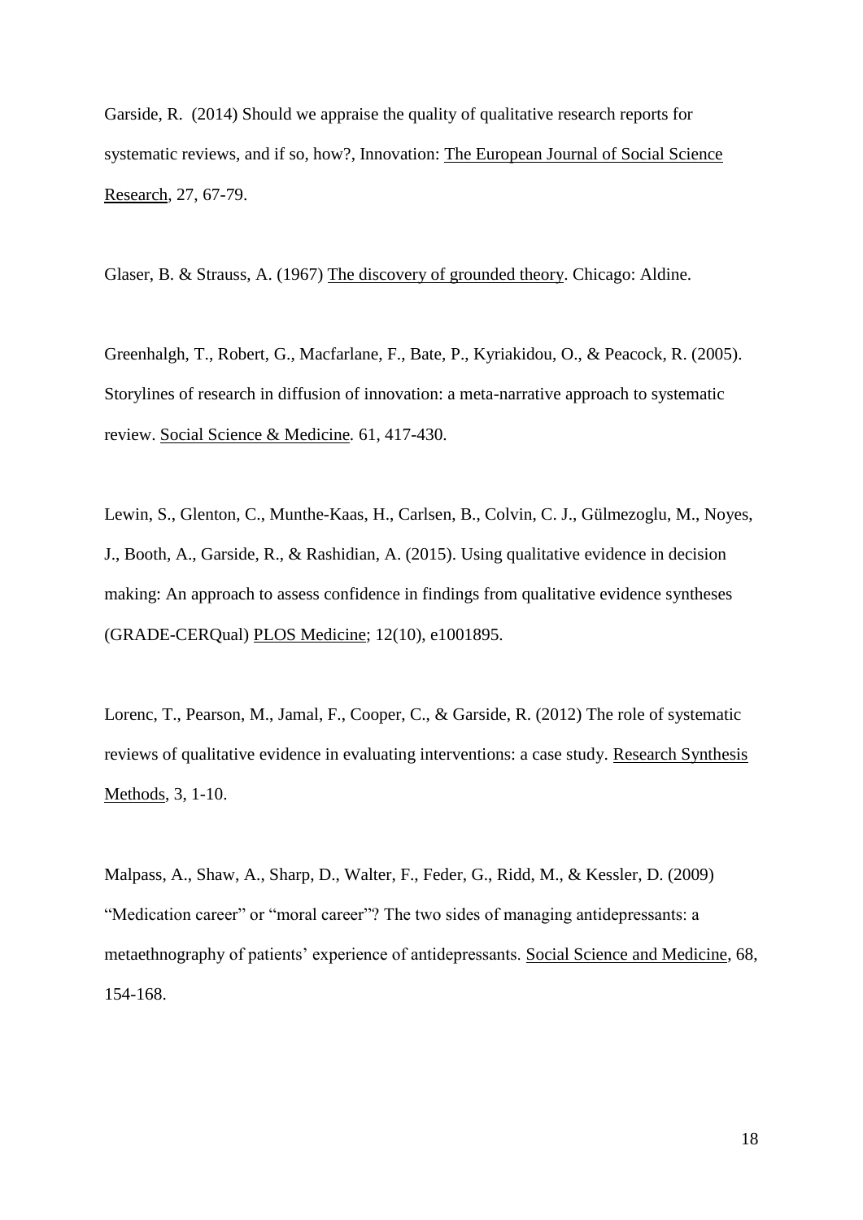Garside, R. (2014) Should we appraise the quality of qualitative research reports for systematic reviews, and if so, how?, Innovation: The European Journal of Social Science Research, 27, 67-79.

Glaser, B. & Strauss, A. (1967) The discovery of grounded theory. Chicago: Aldine.

Greenhalgh, T., Robert, G., Macfarlane, F., Bate, P., Kyriakidou, O., & Peacock, R. (2005). Storylines of research in diffusion of innovation: a meta-narrative approach to systematic review. Social Science & Medicine. 61, 417-430.

Lewin, S., Glenton, C., Munthe-Kaas, H., Carlsen, B., Colvin, C. J., Gülmezoglu, M., Noyes, J., Booth, A., Garside, R., & Rashidian, A. (2015). Using qualitative evidence in decision making: An approach to assess confidence in findings from qualitative evidence syntheses (GRADE-CERQual) PLOS Medicine; 12(10), e1001895.

Lorenc, T., Pearson, M., Jamal, F., Cooper, C., & Garside, R. (2012) The role of systematic reviews of qualitative evidence in evaluating interventions: a case study. Research Synthesis Methods, 3, 1-10.

Malpass, A., Shaw, A., Sharp, D., Walter, F., Feder, G., Ridd, M., & Kessler, D. (2009) "Medication career" or "moral career"? The two sides of managing antidepressants: a metaethnography of patients' experience of antidepressants. Social Science and Medicine, 68, 154-168.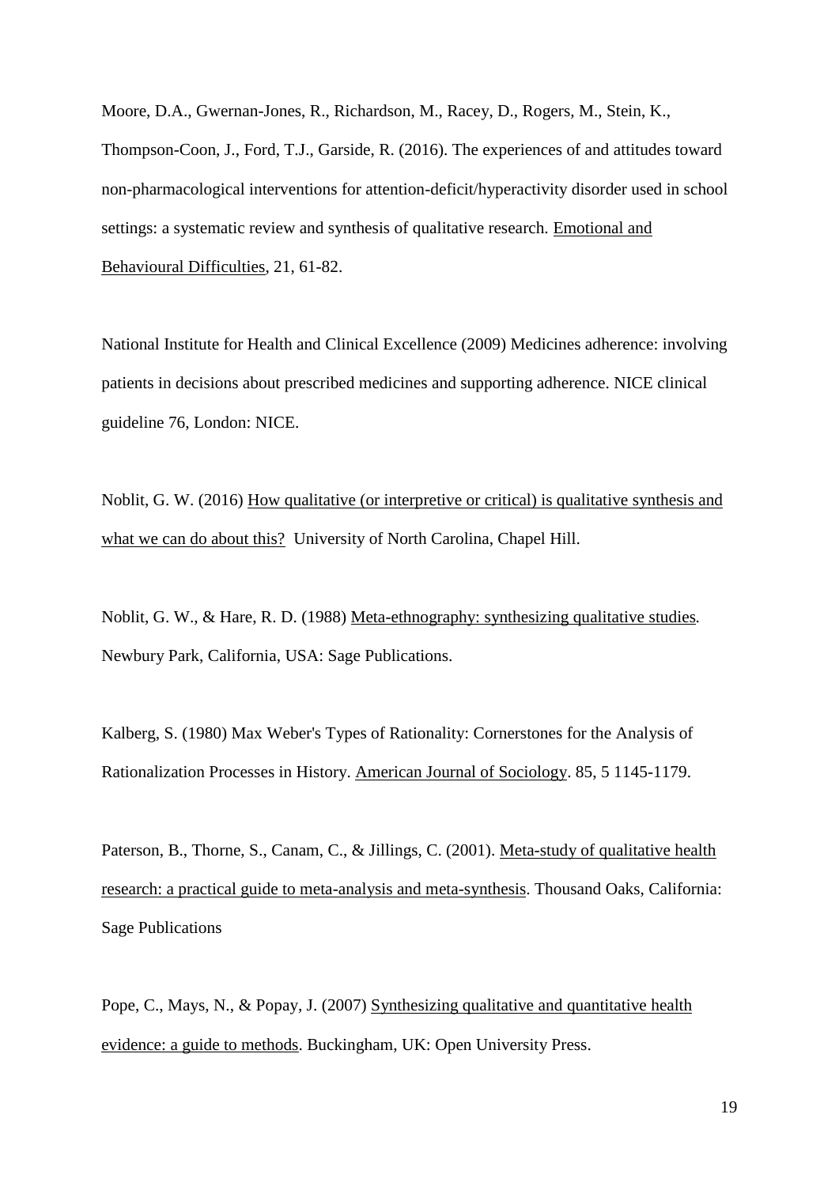Moore, D.A., Gwernan-Jones, R., Richardson, M., Racey, D., Rogers, M., Stein, K., Thompson-Coon, J., Ford, T.J., Garside, R. (2016). The experiences of and attitudes toward non-pharmacological interventions for attention-deficit/hyperactivity disorder used in school settings: a systematic review and synthesis of qualitative research. Emotional and Behavioural Difficulties, 21, 61-82.

National Institute for Health and Clinical Excellence (2009) Medicines adherence: involving patients in decisions about prescribed medicines and supporting adherence. NICE clinical guideline 76, London: NICE.

Noblit, G. W. (2016) How qualitative (or interpretive or critical) is qualitative synthesis and what we can do about this? University of North Carolina, Chapel Hill.

Noblit, G. W., & Hare, R. D. (1988) Meta-ethnography: synthesizing qualitative studies. Newbury Park, California, USA: Sage Publications.

Kalberg, S. (1980) Max Weber's Types of Rationality: Cornerstones for the Analysis of Rationalization Processes in History. American Journal of Sociology. 85, 5 1145-1179.

Paterson, B., Thorne, S., Canam, C., & Jillings, C. (2001). Meta-study of qualitative health research: a practical guide to meta-analysis and meta-synthesis. Thousand Oaks, California: Sage Publications

Pope, C., Mays, N., & Popay, J. (2007) Synthesizing qualitative and quantitative health evidence: a guide to methods. Buckingham, UK: Open University Press.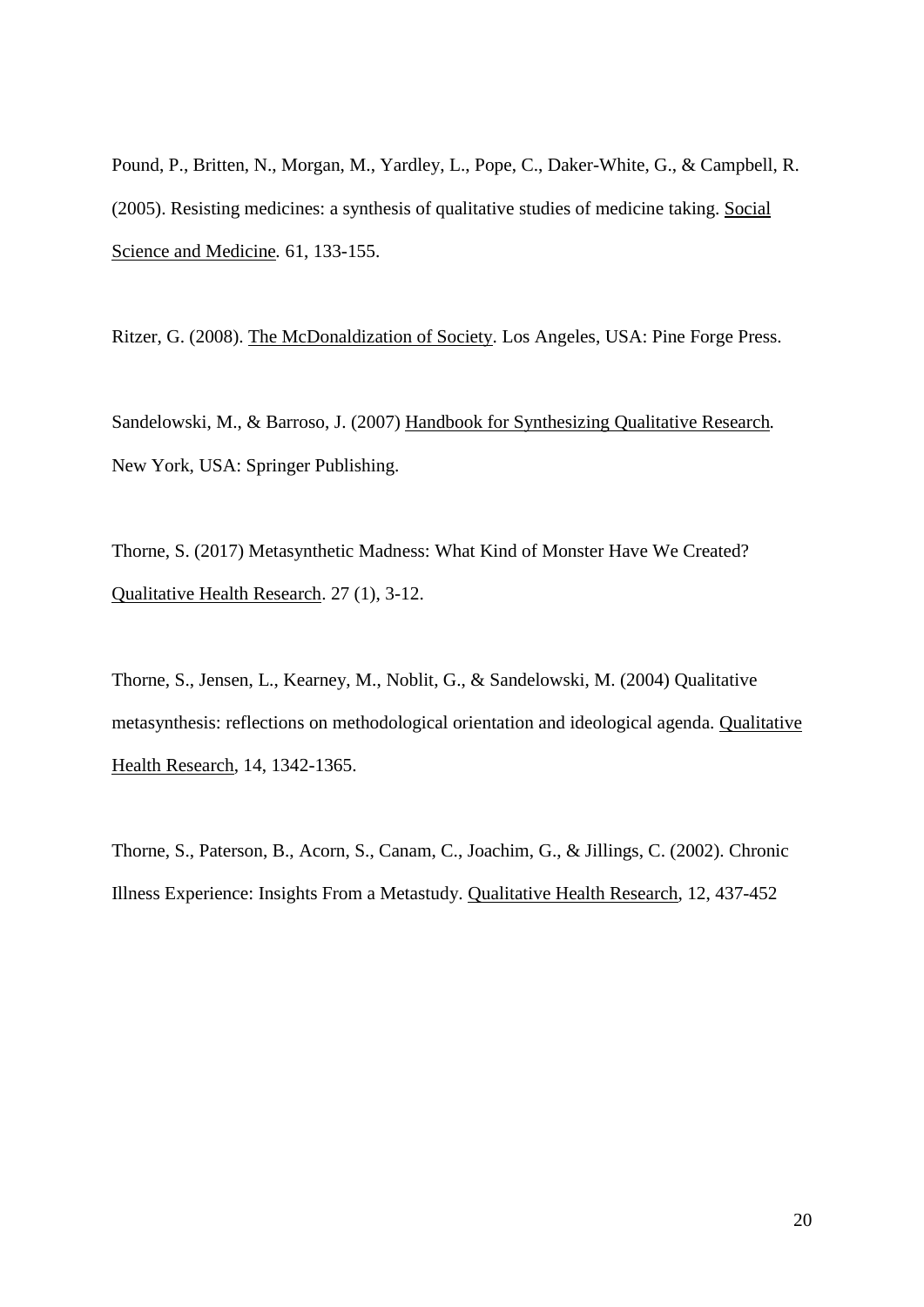Pound, P., Britten, N., Morgan, M., Yardley, L., Pope, C., Daker-White, G., & Campbell, R. (2005). Resisting medicines: a synthesis of qualitative studies of medicine taking. Social Science and Medicine. 61, 133-155.

Ritzer, G. (2008). The McDonaldization of Society. Los Angeles, USA: Pine Forge Press.

Sandelowski, M., & Barroso, J. (2007) Handbook for Synthesizing Qualitative Research. New York, USA: Springer Publishing.

Thorne, S. (2017) Metasynthetic Madness: What Kind of Monster Have We Created? Qualitative Health Research. 27 (1), 3-12.

Thorne, S., Jensen, L., Kearney, M., Noblit, G., & Sandelowski, M. (2004) Qualitative metasynthesis: reflections on methodological orientation and ideological agenda. Qualitative Health Research, 14, 1342-1365.

Thorne, S., Paterson, B., Acorn, S., Canam, C., Joachim, G., & Jillings, C. (2002). Chronic Illness Experience: Insights From a Metastudy. Qualitative Health Research, 12, 437-452